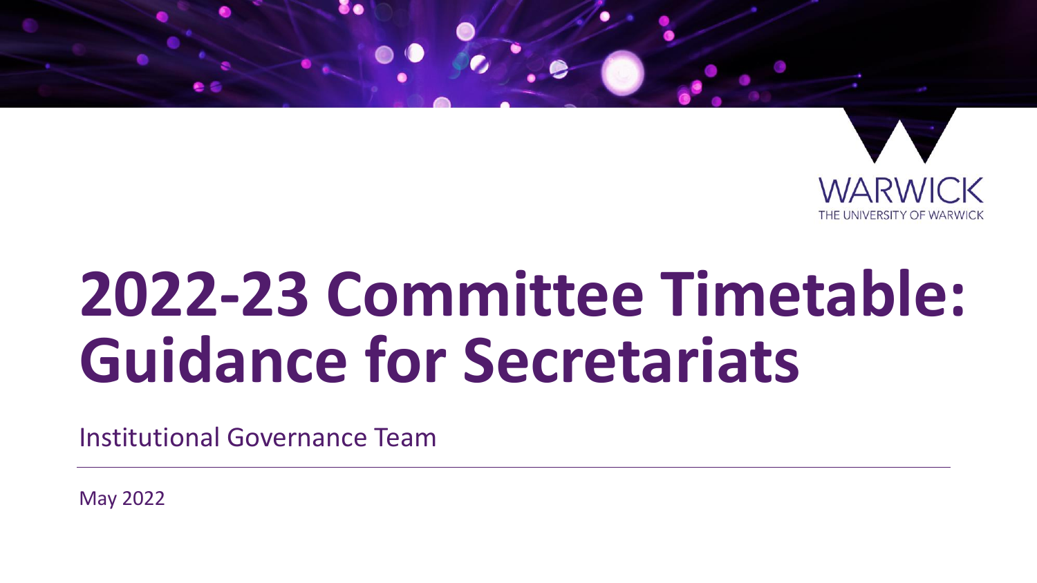WARWICK
THE UNIVERSITY OF WARWICK

# 2022-23 Committee Timetable: Guidance for Secretariats

Institutional Governance Team

May 2022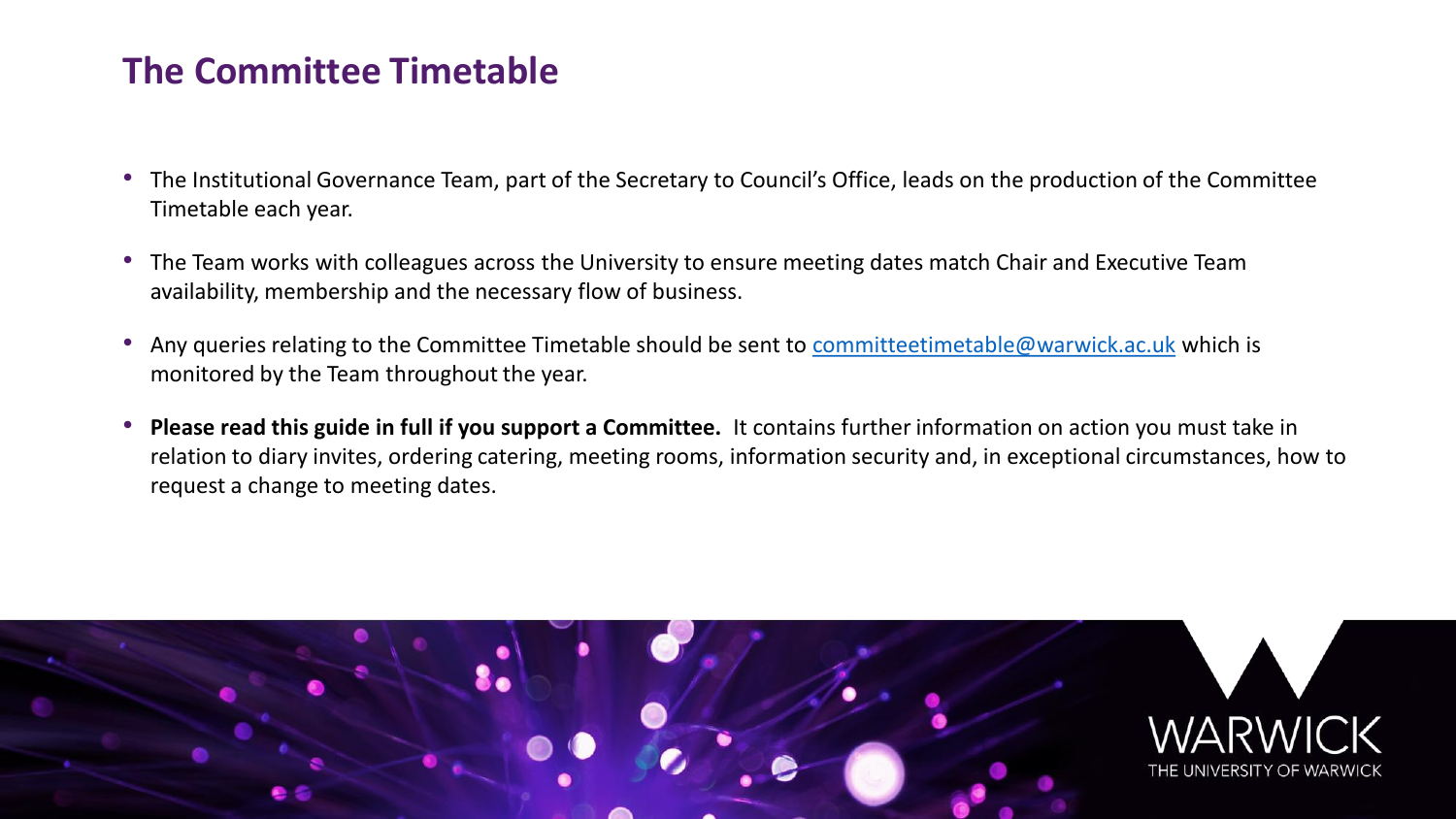## The Committee Timetable

- The Institutional Governance Team, part of the Secretary to Council's Office, leads on the production of the Committee Timetable each year.
- The Team works with colleagues across the University to ensure meeting dates match Chair and Executive Team availability, membership and the necessary flow of business.
- Any queries relating to the Committee Timetable should be sent to committeetimetable@warwick.ac.uk which is monitored by the Team throughout the year.
- **Please read this guide in full if you support a Committee.** It contains further information on action you must take in relation to diary invites, ordering catering, meeting rooms, information security and, in exceptional circumstances, how to request a change to meeting dates.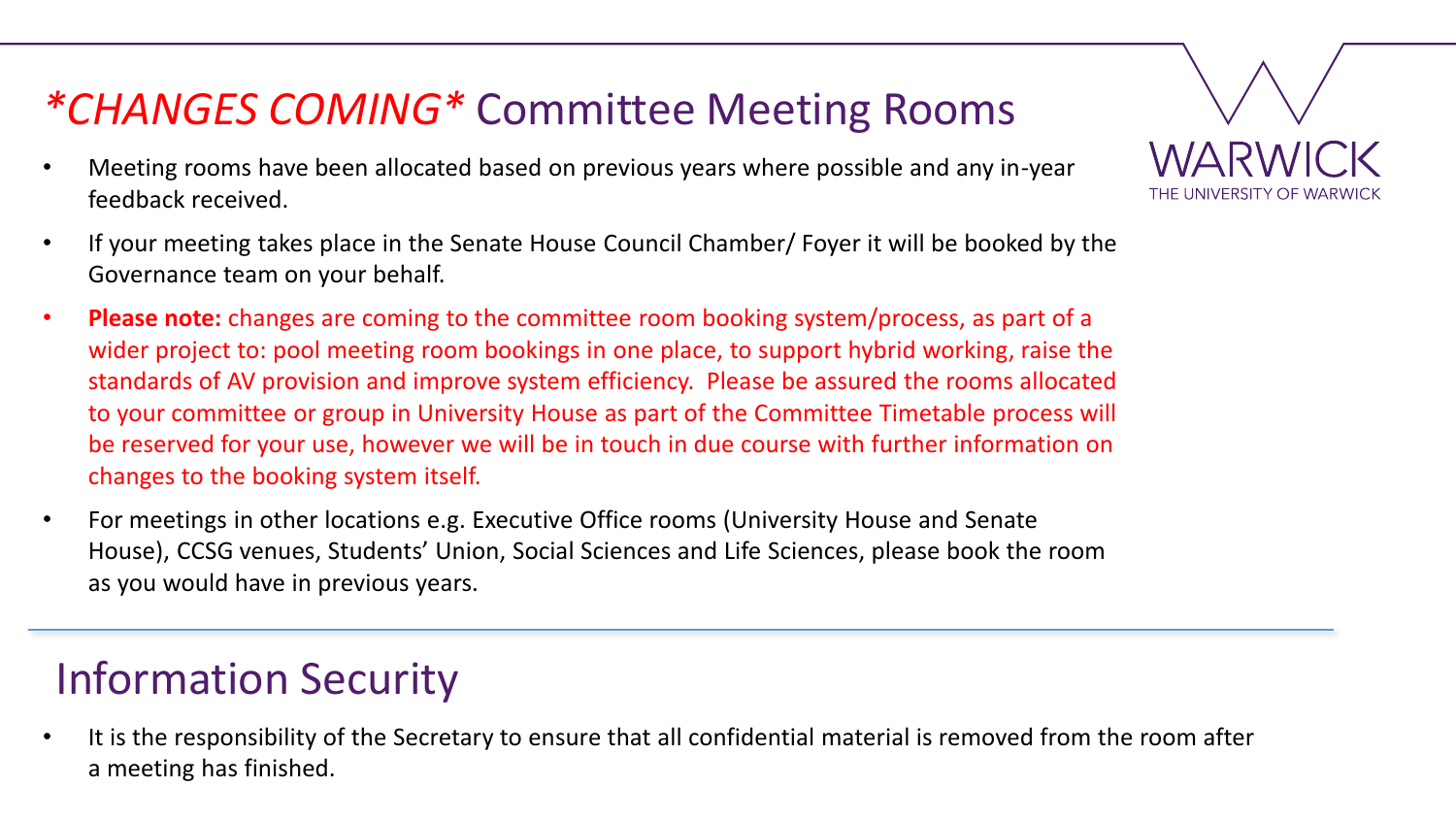# *CHANGES COMING* Committee Meeting Rooms

- Meeting rooms have been allocated based on previous years where possible and any in-year feedback received.
- If your meeting takes place in the Senate House Council Chamber/ Foyer it will be booked by the Governance team on your behalf.
- **Please note:** changes are coming to the committee room booking system/process, as part of a wider project to: pool meeting room bookings in one place, to support hybrid working, raise the standards of AV provision and improve system efficiency. Please be assured the rooms allocated to your committee or group in University House as part of the Committee Timetable process will be reserved for your use, however we will be in touch in due course with further information on changes to the booking system itself.
- For meetings in other locations e.g. Executive Office rooms (University House and Senate House), CCSG venues, Students' Union, Social Sciences and Life Sciences, please book the room as you would have in previous years.

# Information Security

- It is the responsibility of the Secretary to ensure that all confidential material is removed from the room after a meeting has finished.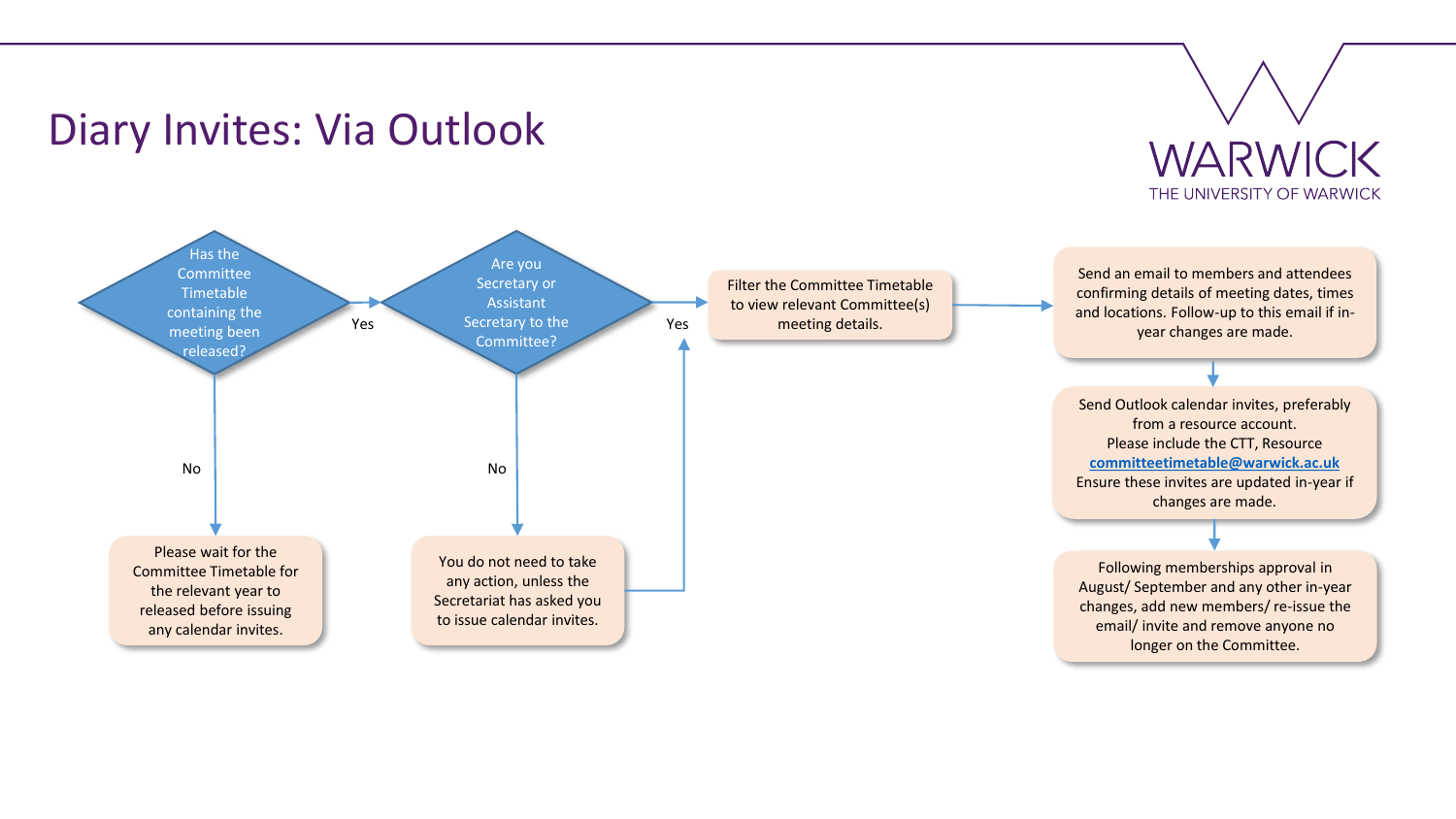# Diary Invites: Via Outlook

Has the Committee Timetable containing the meeting been released?

- **No** → Please wait for the Committee Timetable for the relevant year to released before issuing any calendar invites.
- **Yes** → Are you Secretary or Assistant Secretary to the Committee?
  - **No** → You do not need to take any action, unless the Secretariat has asked you to issue calendar invites.
  - **Yes** → Filter the Committee Timetable to view relevant Committee(s) meeting details.

Filter the Committee Timetable to view relevant Committee(s) meeting details.

→ Send an email to members and attendees confirming details of meeting dates, times and locations. Follow-up to this email if in-year changes are made.

→ Send Outlook calendar invites, preferably from a resource account. Please include the CTT, Resource [committeetimetable@warwick.ac.uk](mailto:committeetimetable@warwick.ac.uk) Ensure these invites are updated in-year if changes are made.

→ Following memberships approval in August/ September and any other in-year changes, add new members/ re-issue the email/ invite and remove anyone no longer on the Committee.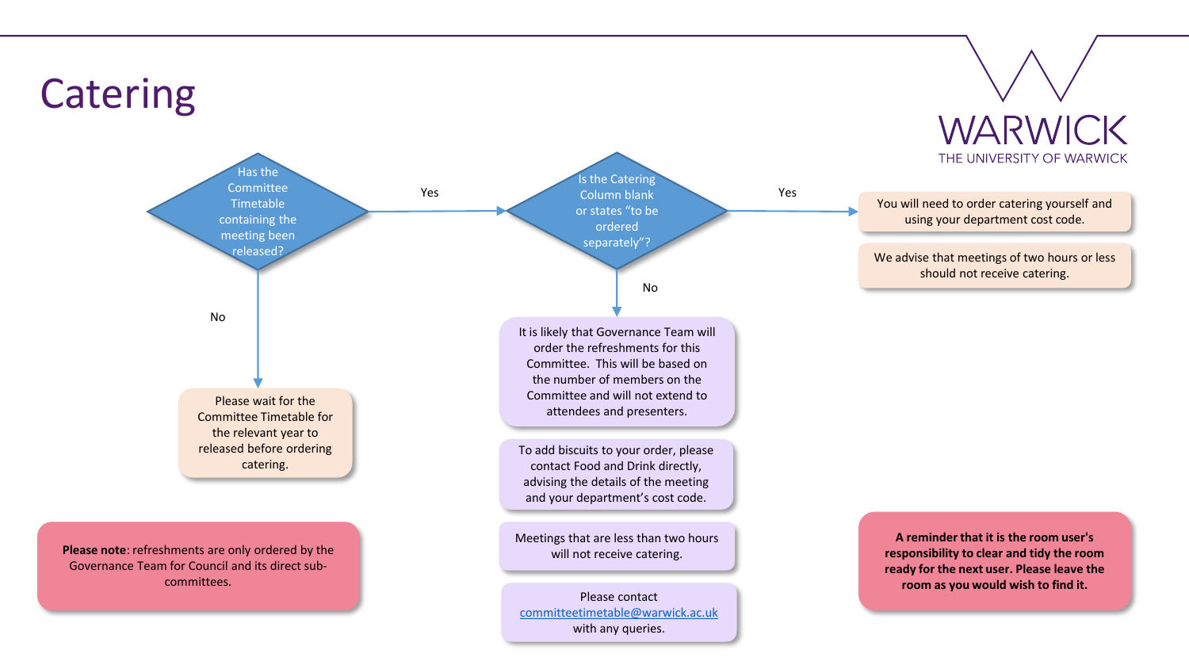# Catering

**Has the Committee Timetable containing the meeting been released?**

- **No** → Please wait for the Committee Timetable for the relevant year to released before ordering catering.
- **Yes** → **Is the Catering Column blank or states "to be ordered separately"?**
  - **Yes** →
    - You will need to order catering yourself and using your department cost code.
    - We advise that meetings of two hours or less should not receive catering.
  - **No** →
    - It is likely that Governance Team will order the refreshments for this Committee. This will be based on the number of members on the Committee and will not extend to attendees and presenters.
    - To add biscuits to your order, please contact Food and Drink directly, advising the details of the meeting and your department's cost code.
    - Meetings that are less than two hours will not receive catering.
    - Please contact committeetimetable@warwick.ac.uk with any queries.

**Please note**: refreshments are only ordered by the Governance Team for Council and its direct sub-committees.

**A reminder that it is the room user's responsibility to clear and tidy the room ready for the next user. Please leave the room as you would wish to find it.**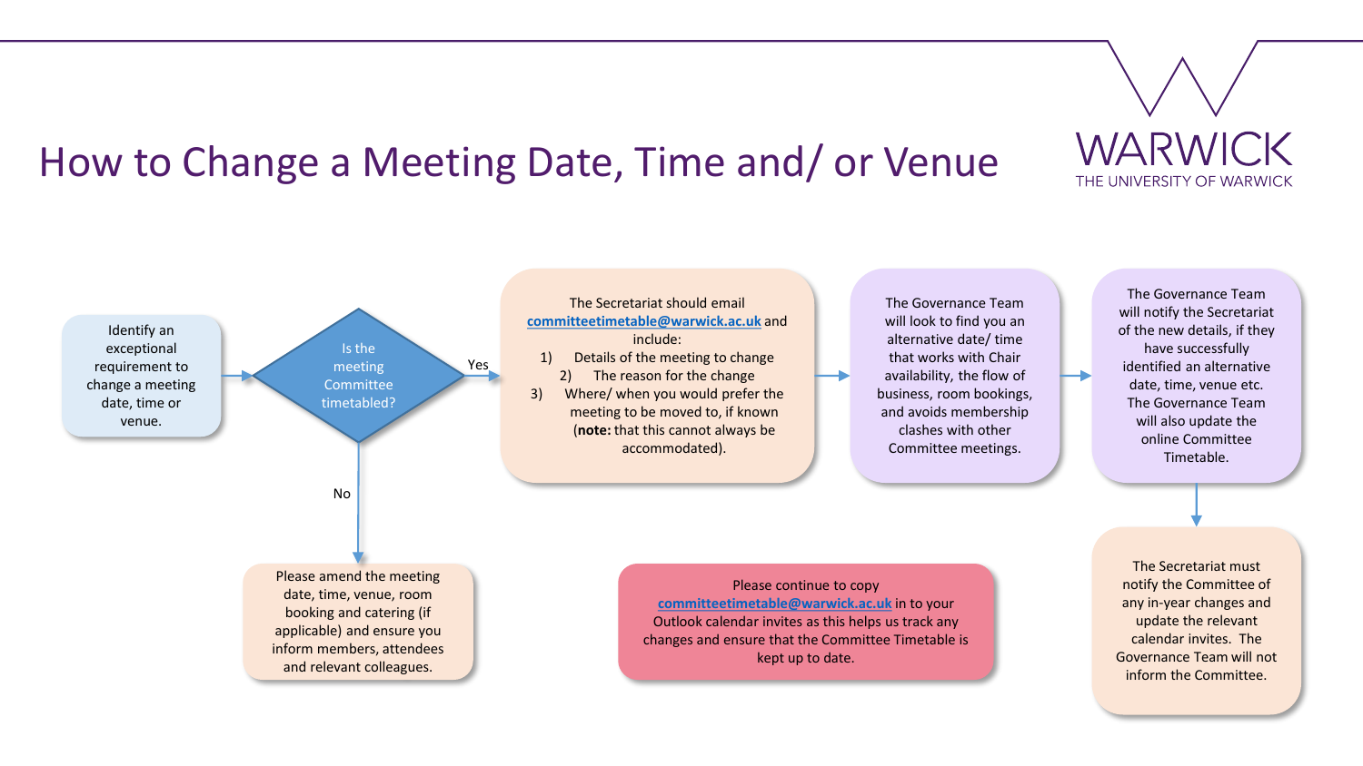# How to Change a Meeting Date, Time and/ or Venue

WARWICK
THE UNIVERSITY OF WARWICK

Identify an exceptional requirement to change a meeting date, time or venue.

Is the meeting Committee timetabled?

Yes

The Secretariat should email committeetimetable@warwick.ac.uk and include:

1) Details of the meeting to change
2) The reason for the change
3) Where/ when you would prefer the meeting to be moved to, if known (**note:** that this cannot always be accommodated).

The Governance Team will look to find you an alternative date/ time that works with Chair availability, the flow of business, room bookings, and avoids membership clashes with other Committee meetings.

The Governance Team will notify the Secretariat of the new details, if they have successfully identified an alternative date, time, venue etc. The Governance Team will also update the online Committee Timetable.

The Secretariat must notify the Committee of any in-year changes and update the relevant calendar invites. The Governance Team will not inform the Committee.

No

Please amend the meeting date, time, venue, room booking and catering (if applicable) and ensure you inform members, attendees and relevant colleagues.

Please continue to copy committeetimetable@warwick.ac.uk in to your Outlook calendar invites as this helps us track any changes and ensure that the Committee Timetable is kept up to date.